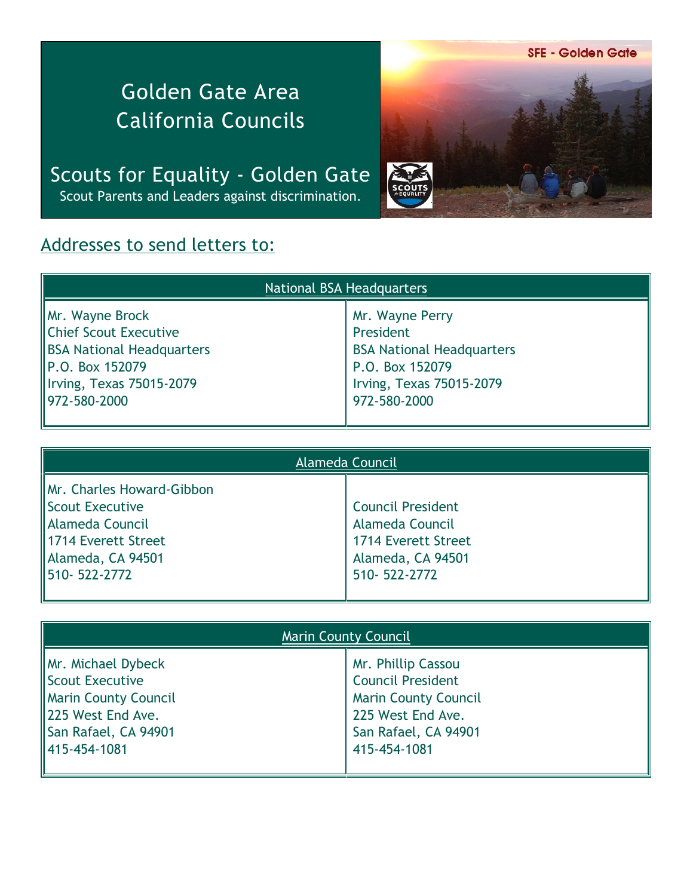# Golden Gate Area California Councils

## Scouts for Equality - Golden Gate

Scout Parents and Leaders against discrimination.

SFE - Golden Gate

## Addresses to send letters to:

| National BSA Headquarters | |
|---|---|
| Mr. Wayne Brock<br>Chief Scout Executive<br>BSA National Headquarters<br>P.O. Box 152079<br>Irving, Texas 75015-2079<br>972-580-2000 | Mr. Wayne Perry<br>President<br>BSA National Headquarters<br>P.O. Box 152079<br>Irving, Texas 75015-2079<br>972-580-2000 |

| Alameda Council | |
|---|---|
| Mr. Charles Howard-Gibbon<br>Scout Executive<br>Alameda Council<br>1714 Everett Street<br>Alameda, CA 94501<br>510- 522-2772 | Council President<br>Alameda Council<br>1714 Everett Street<br>Alameda, CA 94501<br>510- 522-2772 |

| Marin County Council | |
|---|---|
| Mr. Michael Dybeck<br>Scout Executive<br>Marin County Council<br>225 West End Ave.<br>San Rafael, CA 94901<br>415-454-1081 | Mr. Phillip Cassou<br>Council President<br>Marin County Council<br>225 West End Ave.<br>San Rafael, CA 94901<br>415-454-1081 |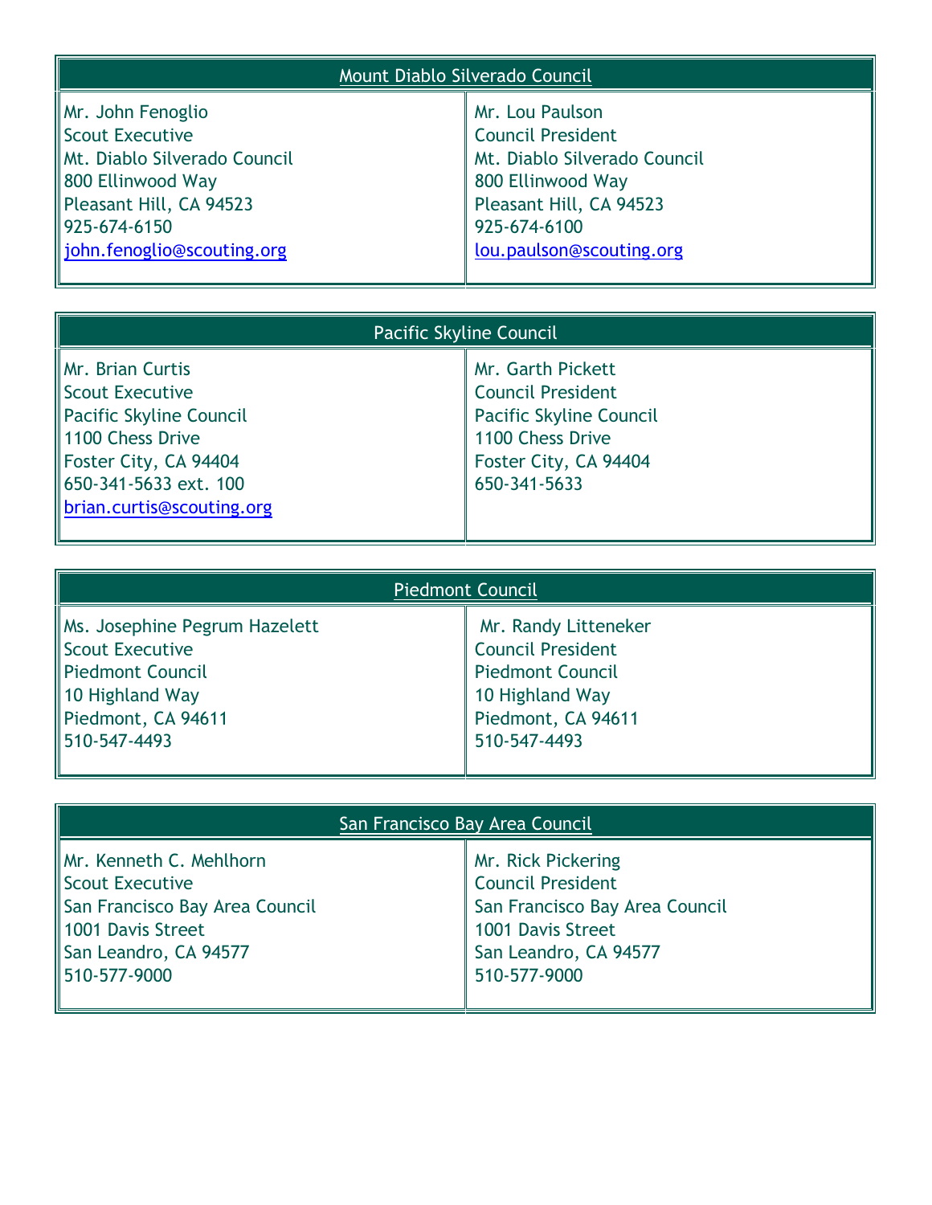| Mount Diablo Silverado Council | |
| --- | --- |
| Mr. John Fenoglio<br>Scout Executive<br>Mt. Diablo Silverado Council<br>800 Ellinwood Way<br>Pleasant Hill, CA 94523<br>925-674-6150<br>john.fenoglio@scouting.org | Mr. Lou Paulson<br>Council President<br>Mt. Diablo Silverado Council<br>800 Ellinwood Way<br>Pleasant Hill, CA 94523<br>925-674-6100<br>lou.paulson@scouting.org |

| Pacific Skyline Council | |
| --- | --- |
| Mr. Brian Curtis<br>Scout Executive<br>Pacific Skyline Council<br>1100 Chess Drive<br>Foster City, CA 94404<br>650-341-5633 ext. 100<br>brian.curtis@scouting.org | Mr. Garth Pickett<br>Council President<br>Pacific Skyline Council<br>1100 Chess Drive<br>Foster City, CA 94404<br>650-341-5633 |

| Piedmont Council | |
| --- | --- |
| Ms. Josephine Pegrum Hazelett<br>Scout Executive<br>Piedmont Council<br>10 Highland Way<br>Piedmont, CA 94611<br>510-547-4493 | Mr. Randy Litteneker<br>Council President<br>Piedmont Council<br>10 Highland Way<br>Piedmont, CA 94611<br>510-547-4493 |

| San Francisco Bay Area Council | |
| --- | --- |
| Mr. Kenneth C. Mehlhorn<br>Scout Executive<br>San Francisco Bay Area Council<br>1001 Davis Street<br>San Leandro, CA 94577<br>510-577-9000 | Mr. Rick Pickering<br>Council President<br>San Francisco Bay Area Council<br>1001 Davis Street<br>San Leandro, CA 94577<br>510-577-9000 |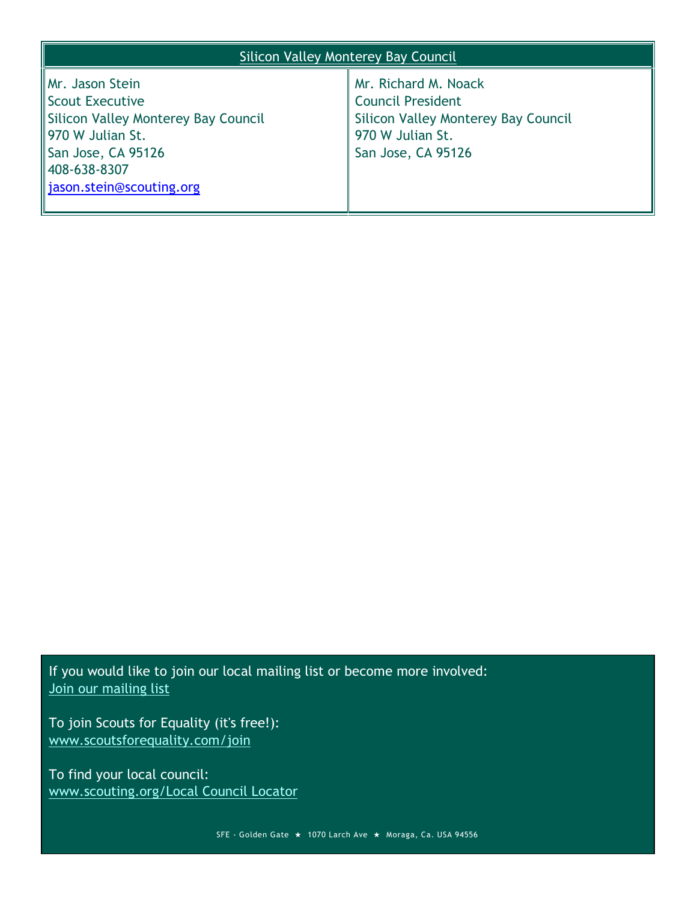| Silicon Valley Monterey Bay Council | |
|---|---|
| Mr. Jason Stein<br>Scout Executive<br>Silicon Valley Monterey Bay Council<br>970 W Julian St.<br>San Jose, CA 95126<br>408-638-8307<br>jason.stein@scouting.org | Mr. Richard M. Noack<br>Council President<br>Silicon Valley Monterey Bay Council<br>970 W Julian St.<br>San Jose, CA 95126 |

If you would like to join our local mailing list or become more involved:
Join our mailing list

To join Scouts for Equality (it's free!):
www.scoutsforequality.com/join

To find your local council:
www.scouting.org/Local Council Locator

SFE - Golden Gate ★ 1070 Larch Ave ★ Moraga, Ca. USA 94556